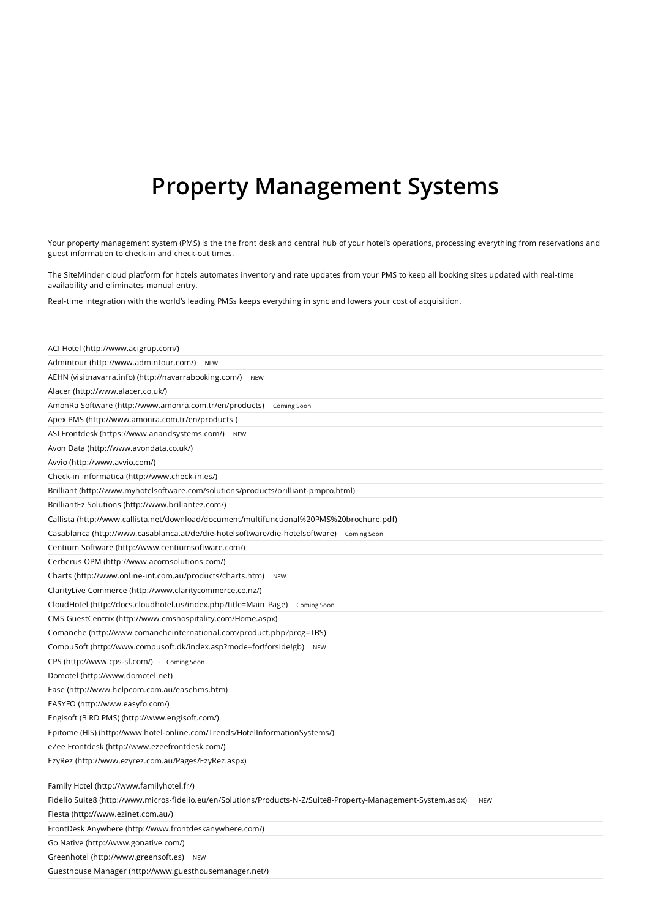# Property Management Systems

Your property management system (PMS) is the the front desk and central hub of your hotel's operations, processing everything from reservations and guest information to check-in and check-out times.

The SiteMinder cloud platform for hotels automates inventory and rate updates from your PMS to keep all booking sites updated with real-time availability and eliminates manual entry.

Real-time integration with the world's leading PMSs keeps everything in sync and lowers your cost of acquisition.

ACI Hotel (http://www.acigrup.com/)

Admintour (http://www.admintour.com/) NEW

AEHN (visitnavarra.info) (http://navarrabooking.com/) NEW

Alacer (http://www.alacer.co.uk/)

AmonRa Software (http://www.amonra.com.tr/en/products) Coming Soon

Apex PMS (http://www.amonra.com.tr/en/products )

ASI Frontdesk (https://www.anandsystems.com/) NEW

Avon Data (http://www.avondata.co.uk/)

Avvio (http://www.avvio.com/)

Check-in Informatica (http://www.check-in.es/)

Brilliant (http://www.myhotelsoftware.com/solutions/products/brilliant-pmpro.html)

BrilliantEz Solutions (http://www.brillantez.com/)

Callista (http://www.callista.net/download/document/multifunctional%20PMS%20brochure.pdf)

Casablanca (http://www.casablanca.at/de/die-hotelsoftware/die-hotelsoftware) Coming Soon

Centium Software (http://www.centiumsoftware.com/)

Cerberus OPM (http://www.acornsolutions.com/)

Charts (http://www.online-int.com.au/products/charts.htm) NEW

ClarityLive Commerce (http://www.claritycommerce.co.nz/)

CloudHotel (http://docs.cloudhotel.us/index.php?title=Main_Page) Coming Soon

CMS GuestCentrix (http://www.cmshospitality.com/Home.aspx)

Comanche (http://www.comancheinternational.com/product.php?prog=TBS)

CompuSoft (http://www.compusoft.dk/index.asp?mode=for!forside!gb) NEW

CPS (http://www.cps-sl.com/) - Coming Soon

Domotel (http://www.domotel.net)

Ease (http://www.helpcom.com.au/easehms.htm)

EASYFO (http://www.easyfo.com/)

Engisoft (BIRD PMS) (http://www.engisoft.com/)

Epitome (HIS) (http://www.hotel-online.com/Trends/HotelInformationSystems/)

eZee Frontdesk (http://www.ezeefrontdesk.com/)

EzyRez (http://www.ezyrez.com.au/Pages/EzyRez.aspx)

Family Hotel (http://www.familyhotel.fr/)

Fidelio Suite8 (http://www.micros-fidelio.eu/en/Solutions/Products-N-Z/Suite8-Property-Management-System.aspx) NEW

Fiesta (http://www.ezinet.com.au/)

FrontDesk Anywhere (http://www.frontdeskanywhere.com/)

Go Native (http://www.gonative.com/)

Greenhotel (http://www.greensoft.es) NEW

Guesthouse Manager (http://www.guesthousemanager.net/)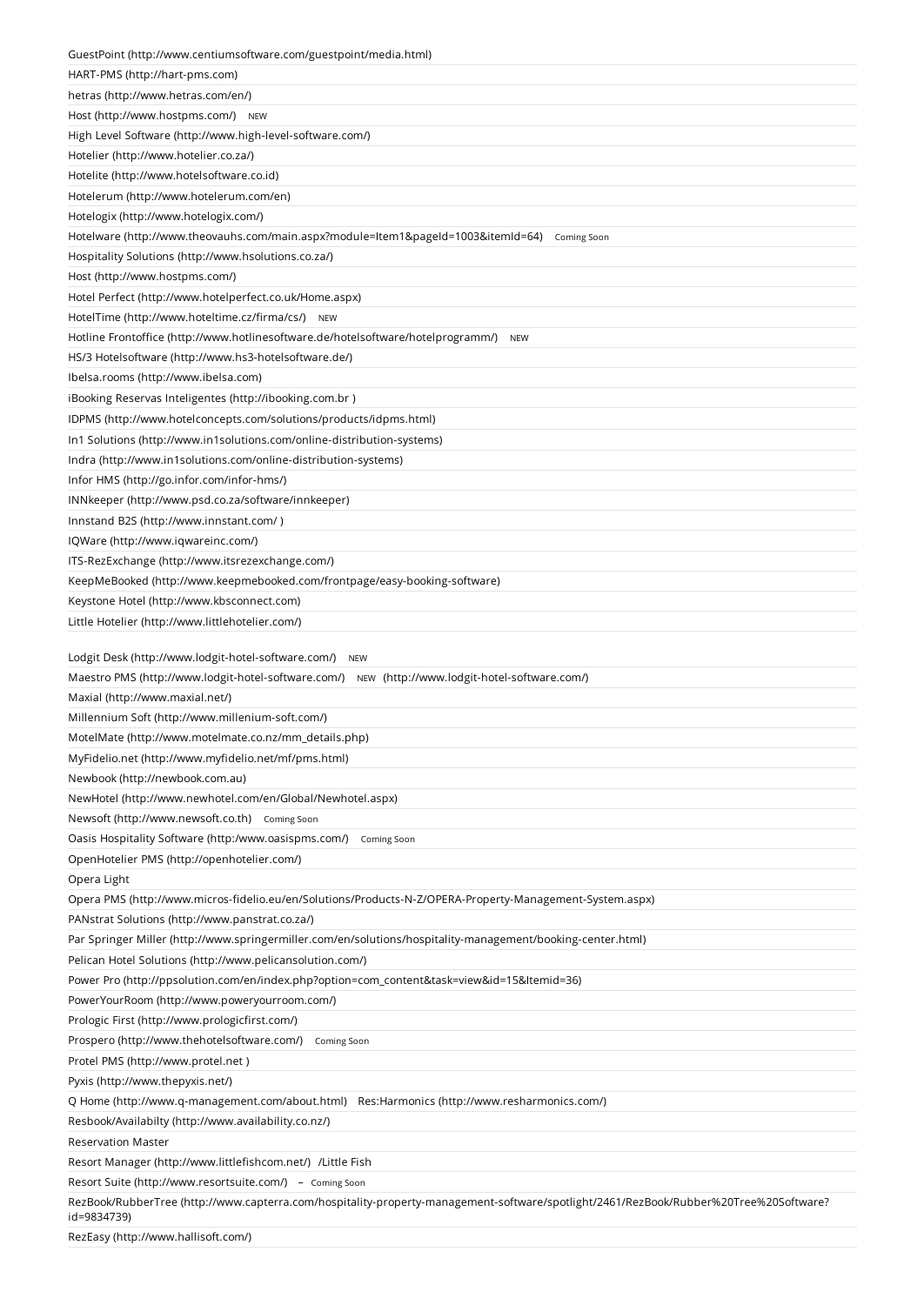GuestPoint (http://www.centiumsoftware.com/guestpoint/media.html)

HART-PMS (http://hart-pms.com)

hetras (http://www.hetras.com/en/)

Host (http://www.hostpms.com/) NEW

High Level Software (http://www.high-level-software.com/)

Hotelier (http://www.hotelier.co.za/)

Hotelite (http://www.hotelsoftware.co.id)

Hotelerum (http://www.hotelerum.com/en)

Hotelogix (http://www.hotelogix.com/)

Hotelware (http://www.theovauhs.com/main.aspx?module=Item1&pageId=1003&itemId=64) Coming Soon

Hospitality Solutions (http://www.hsolutions.co.za/)

Host (http://www.hostpms.com/)

Hotel Perfect (http://www.hotelperfect.co.uk/Home.aspx)

HotelTime (http://www.hoteltime.cz/firma/cs/) NEW

Hotline Frontoffice (http://www.hotlinesoftware.de/hotelsoftware/hotelprogramm/) NEW

HS/3 Hotelsoftware (http://www.hs3-hotelsoftware.de/)

Ibelsa.rooms (http://www.ibelsa.com)

iBooking Reservas Inteligentes (http://ibooking.com.br )

IDPMS (http://www.hotelconcepts.com/solutions/products/idpms.html)

In1 Solutions (http://www.in1solutions.com/online-distribution-systems)

Indra (http://www.in1solutions.com/online-distribution-systems)

Infor HMS (http://go.infor.com/infor-hms/)

INNkeeper (http://www.psd.co.za/software/innkeeper)

Innstand B2S (http://www.innstant.com/ )

IQWare (http://www.iqwareinc.com/)

ITS-RezExchange (http://www.itsrezexchange.com/)

KeepMeBooked (http://www.keepmebooked.com/frontpage/easy-booking-software)

Keystone Hotel (http://www.kbsconnect.com)

Little Hotelier (http://www.littlehotelier.com/)

Lodgit Desk (http://www.lodgit-hotel-software.com/) NEW

Maestro PMS (http://www.lodgit-hotel-software.com/) NEW (http://www.lodgit-hotel-software.com/)

Maxial (http://www.maxial.net/)

Millennium Soft (http://www.millenium-soft.com/)

MotelMate (http://www.motelmate.co.nz/mm_details.php)

MyFidelio.net (http://www.myfidelio.net/mf/pms.html)

Newbook (http://newbook.com.au)

NewHotel (http://www.newhotel.com/en/Global/Newhotel.aspx)

Newsoft (http://www.newsoft.co.th) Coming Soon

Oasis Hospitality Software (http:/www.oasispms.com/) Coming Soon

OpenHotelier PMS (http://openhotelier.com/)

Opera Light

Opera PMS (http://www.micros-fidelio.eu/en/Solutions/Products-N-Z/OPERA-Property-Management-System.aspx)

PANstrat Solutions (http://www.panstrat.co.za/)

Par Springer Miller (http://www.springermiller.com/en/solutions/hospitality-management/booking-center.html)

Pelican Hotel Solutions (http://www.pelicansolution.com/)

Power Pro (http://ppsolution.com/en/index.php?option=com_content&task=view&id=15&Itemid=36)

PowerYourRoom (http://www.poweryourroom.com/)

Prologic First (http://www.prologicfirst.com/)

Prospero (http://www.thehotelsoftware.com/) Coming Soon

Protel PMS (http://www.protel.net )

Pyxis (http://www.thepyxis.net/)

Q Home (http://www.q-management.com/about.html) Res:Harmonics (http://www.resharmonics.com/)

Resbook/Availabilty (http://www.availability.co.nz/)

Reservation Master

Resort Manager (http://www.littlefishcom.net/) /Little Fish

Resort Suite (http://www.resortsuite.com/) – Coming Soon

RezBook/RubberTree (http://www.capterra.com/hospitality-property-management-software/spotlight/2461/RezBook/Rubber%20Tree%20Software?id=9834739)

RezEasy (http://www.hallisoft.com/)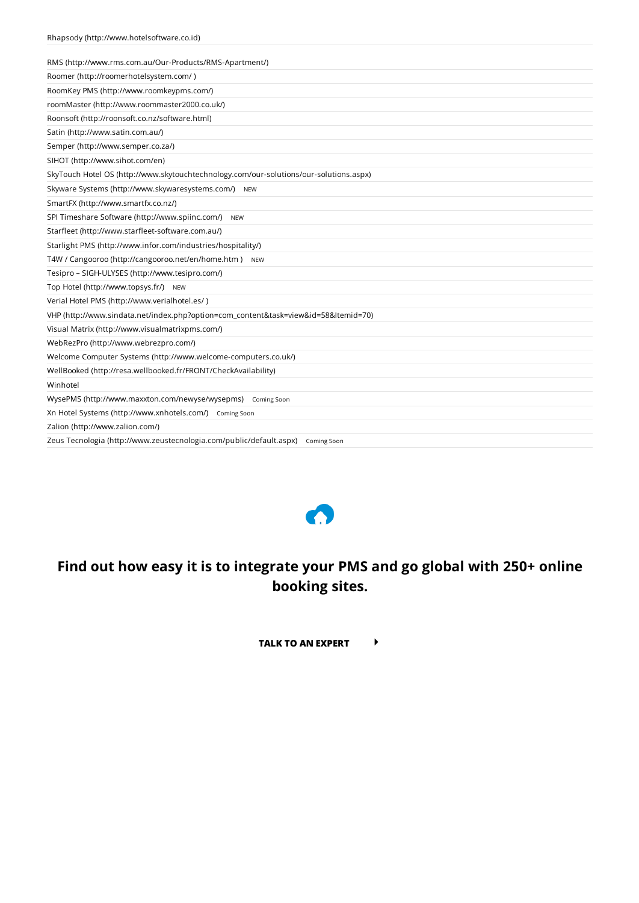Rhapsody (http://www.hotelsoftware.co.id)

RMS (http://www.rms.com.au/Our-Products/RMS-Apartment/)

Roomer (http://roomerhotelsystem.com/ )

RoomKey PMS (http://www.roomkeypms.com/)

roomMaster (http://www.roommaster2000.co.uk/)

Roonsoft (http://roonsoft.co.nz/software.html)

Satin (http://www.satin.com.au/)

Semper (http://www.semper.co.za/)

SIHOT (http://www.sihot.com/en)

SkyTouch Hotel OS (http://www.skytouchtechnology.com/our-solutions/our-solutions.aspx)

Skyware Systems (http://www.skywaresystems.com/) NEW

SmartFX (http://www.smartfx.co.nz/)

SPI Timeshare Software (http://www.spiinc.com/) NEW

Starfleet (http://www.starfleet-software.com.au/)

Starlight PMS (http://www.infor.com/industries/hospitality/)

T4W / Cangooroo (http://cangooroo.net/en/home.htm ) NEW

Tesipro – SIGH-ULYSES (http://www.tesipro.com/)

Top Hotel (http://www.topsys.fr/) NEW

Verial Hotel PMS (http://www.verialhotel.es/ )

VHP (http://www.sindata.net/index.php?option=com_content&task=view&id=58&Itemid=70)

Visual Matrix (http://www.visualmatrixpms.com/)

WebRezPro (http://www.webrezpro.com/)

Welcome Computer Systems (http://www.welcome-computers.co.uk/)

WellBooked (http://resa.wellbooked.fr/FRONT/CheckAvailability)

Winhotel

WysePMS (http://www.maxxton.com/newyse/wysepms) Coming Soon

Xn Hotel Systems (http://www.xnhotels.com/) Coming Soon

Zalion (http://www.zalion.com/)

Zeus Tecnologia (http://www.zeustecnologia.com/public/default.aspx) Coming Soon

## Find out how easy it is to integrate your PMS and go global with 250+ online booking sites.

**TALK TO AN EXPERT**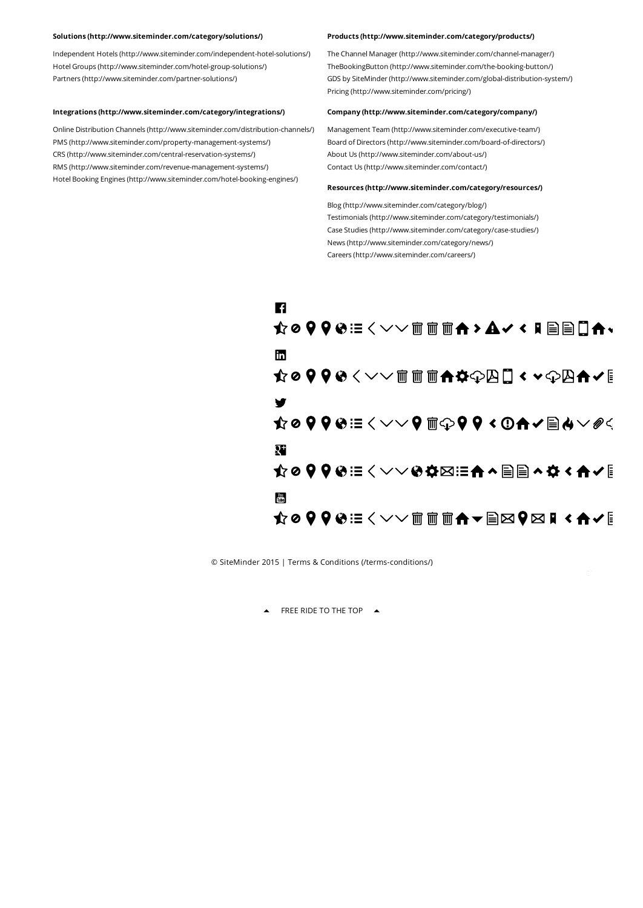**Solutions (http://www.siteminder.com/category/solutions/)**

Independent Hotels (http://www.siteminder.com/independent-hotel-solutions/)
Hotel Groups (http://www.siteminder.com/hotel-group-solutions/)
Partners (http://www.siteminder.com/partner-solutions/)

**Integrations (http://www.siteminder.com/category/integrations/)**

Online Distribution Channels (http://www.siteminder.com/distribution-channels/)
PMS (http://www.siteminder.com/property-management-systems/)
CRS (http://www.siteminder.com/central-reservation-systems/)
RMS (http://www.siteminder.com/revenue-management-systems/)
Hotel Booking Engines (http://www.siteminder.com/hotel-booking-engines/)

**Products (http://www.siteminder.com/category/products/)**

The Channel Manager (http://www.siteminder.com/channel-manager/)
TheBookingButton (http://www.siteminder.com/the-booking-button/)
GDS by SiteMinder (http://www.siteminder.com/global-distribution-system/)
Pricing (http://www.siteminder.com/pricing/)

**Company (http://www.siteminder.com/category/company/)**

Management Team (http://www.siteminder.com/executive-team/)
Board of Directors (http://www.siteminder.com/board-of-directors/)
About Us (http://www.siteminder.com/about-us/)
Contact Us (http://www.siteminder.com/contact/)

**Resources (http://www.siteminder.com/category/resources/)**

Blog (http://www.siteminder.com/category/blog/)
Testimonials (http://www.siteminder.com/category/testimonials/)
Case Studies (http://www.siteminder.com/category/case-studies/)
News (http://www.siteminder.com/category/news/)
Careers (http://www.siteminder.com/careers/)

© SiteMinder 2015 | Terms & Conditions (/terms-conditions/)

FREE RIDE TO THE TOP